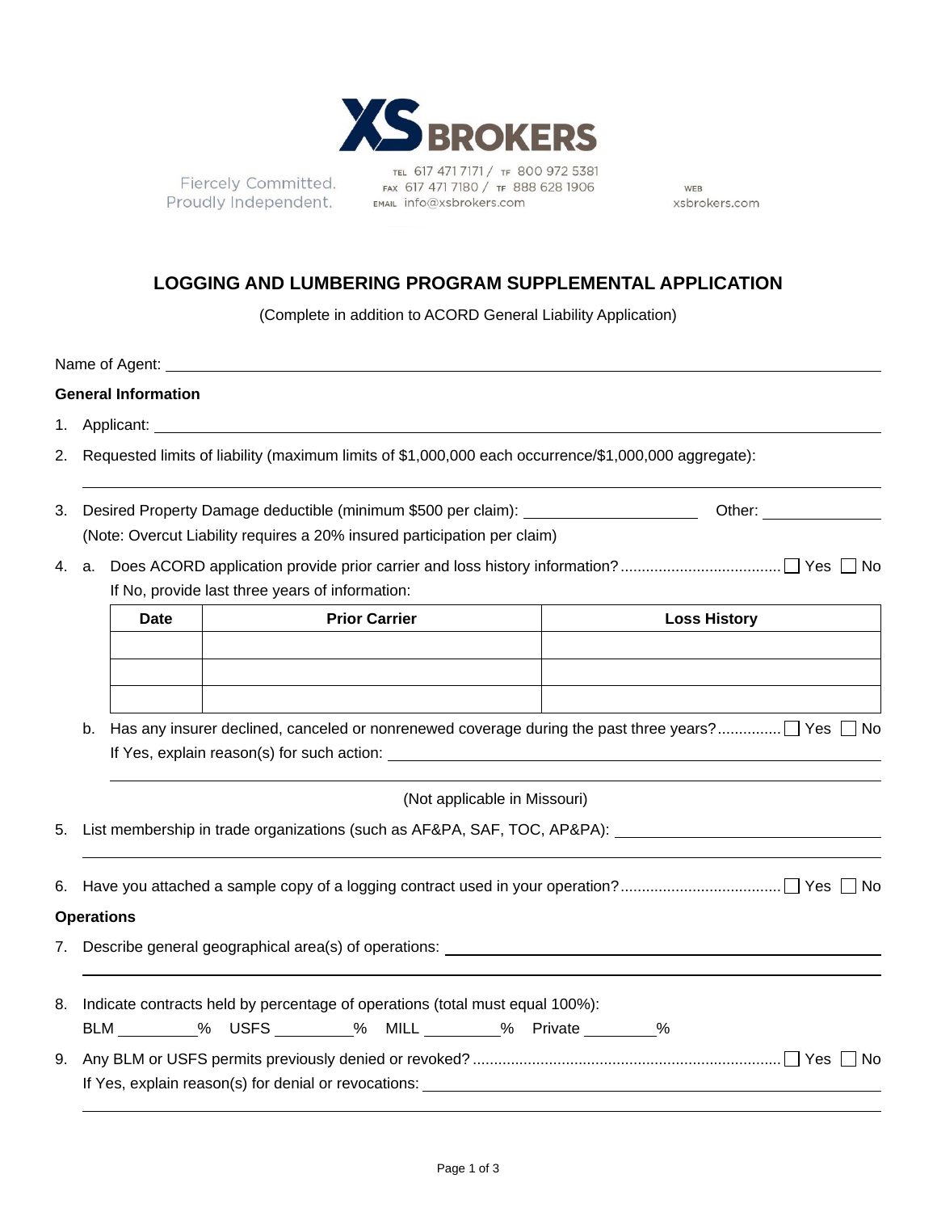XS BROKERS

Fiercely Committed.
Proudly Independent.

TEL 617 471 7171 / TF 800 972 5381
FAX 617 471 7180 / TF 888 628 1906
EMAIL info@xsbrokers.com

WEB
xsbrokers.com

# LOGGING AND LUMBERING PROGRAM SUPPLEMENTAL APPLICATION

(Complete in addition to ACORD General Liability Application)

Name of Agent: ______________________________

## General Information

1. Applicant: ______________________________

2. Requested limits of liability (maximum limits of $1,000,000 each occurrence/$1,000,000 aggregate):

   ______________________________

3. Desired Property Damage deductible (minimum $500 per claim): ____________ Other: ____________

   (Note: Overcut Liability requires a 20% insured participation per claim)

4. a. Does ACORD application provide prior carrier and loss history information? ☐ Yes ☐ No

   If No, provide last three years of information:

| Date | Prior Carrier | Loss History |
| --- | --- | --- |
| | | |
| | | |
| | | |

   b. Has any insurer declined, canceled or nonrenewed coverage during the past three years? ☐ Yes ☐ No

   If Yes, explain reason(s) for such action: ______________________________

   ______________________________

   (Not applicable in Missouri)

5. List membership in trade organizations (such as AF&PA, SAF, TOC, AP&PA): ______________________________

   ______________________________

6. Have you attached a sample copy of a logging contract used in your operation? ☐ Yes ☐ No

## Operations

7. Describe general geographical area(s) of operations: ______________________________

   ______________________________

8. Indicate contracts held by percentage of operations (total must equal 100%):

   BLM ________% USFS ________% MILL ________% Private ________%

9. Any BLM or USFS permits previously denied or revoked? ☐ Yes ☐ No

   If Yes, explain reason(s) for denial or revocations: ______________________________

   ______________________________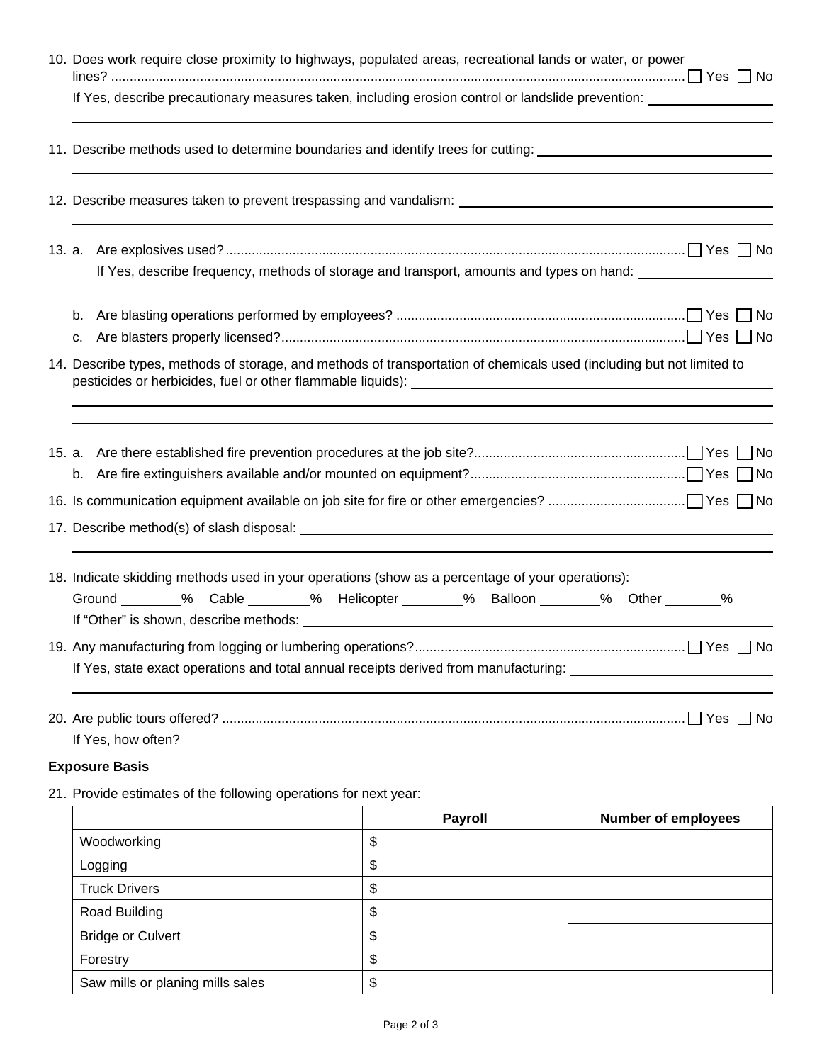10. Does work require close proximity to highways, populated areas, recreational lands or water, or power lines? ☐ Yes ☐ No

    If Yes, describe precautionary measures taken, including erosion control or landslide prevention: ____________________

11. Describe methods used to determine boundaries and identify trees for cutting: ____________________

12. Describe measures taken to prevent trespassing and vandalism: ____________________

13. a. Are explosives used? ☐ Yes ☐ No

       If Yes, describe frequency, methods of storage and transport, amounts and types on hand: ____________________

    b. Are blasting operations performed by employees? ☐ Yes ☐ No

    c. Are blasters properly licensed? ☐ Yes ☐ No

14. Describe types, methods of storage, and methods of transportation of chemicals used (including but not limited to pesticides or herbicides, fuel or other flammable liquids): ____________________

15. a. Are there established fire prevention procedures at the job site? ☐ Yes ☐ No

    b. Are fire extinguishers available and/or mounted on equipment? ☐ Yes ☐ No

16. Is communication equipment available on job site for fire or other emergencies? ☐ Yes ☐ No

17. Describe method(s) of slash disposal: ____________________

18. Indicate skidding methods used in your operations (show as a percentage of your operations):

    Ground ______% Cable ______% Helicopter ______% Balloon ______% Other ______%

    If "Other" is shown, describe methods: ____________________

19. Any manufacturing from logging or lumbering operations? ☐ Yes ☐ No

    If Yes, state exact operations and total annual receipts derived from manufacturing: ____________________

20. Are public tours offered? ☐ Yes ☐ No

    If Yes, how often? ____________________

**Exposure Basis**

21. Provide estimates of the following operations for next year:

| | Payroll | Number of employees |
|---|---|---|
| Woodworking | $ | |
| Logging | $ | |
| Truck Drivers | $ | |
| Road Building | $ | |
| Bridge or Culvert | $ | |
| Forestry | $ | |
| Saw mills or planing mills sales | $ | |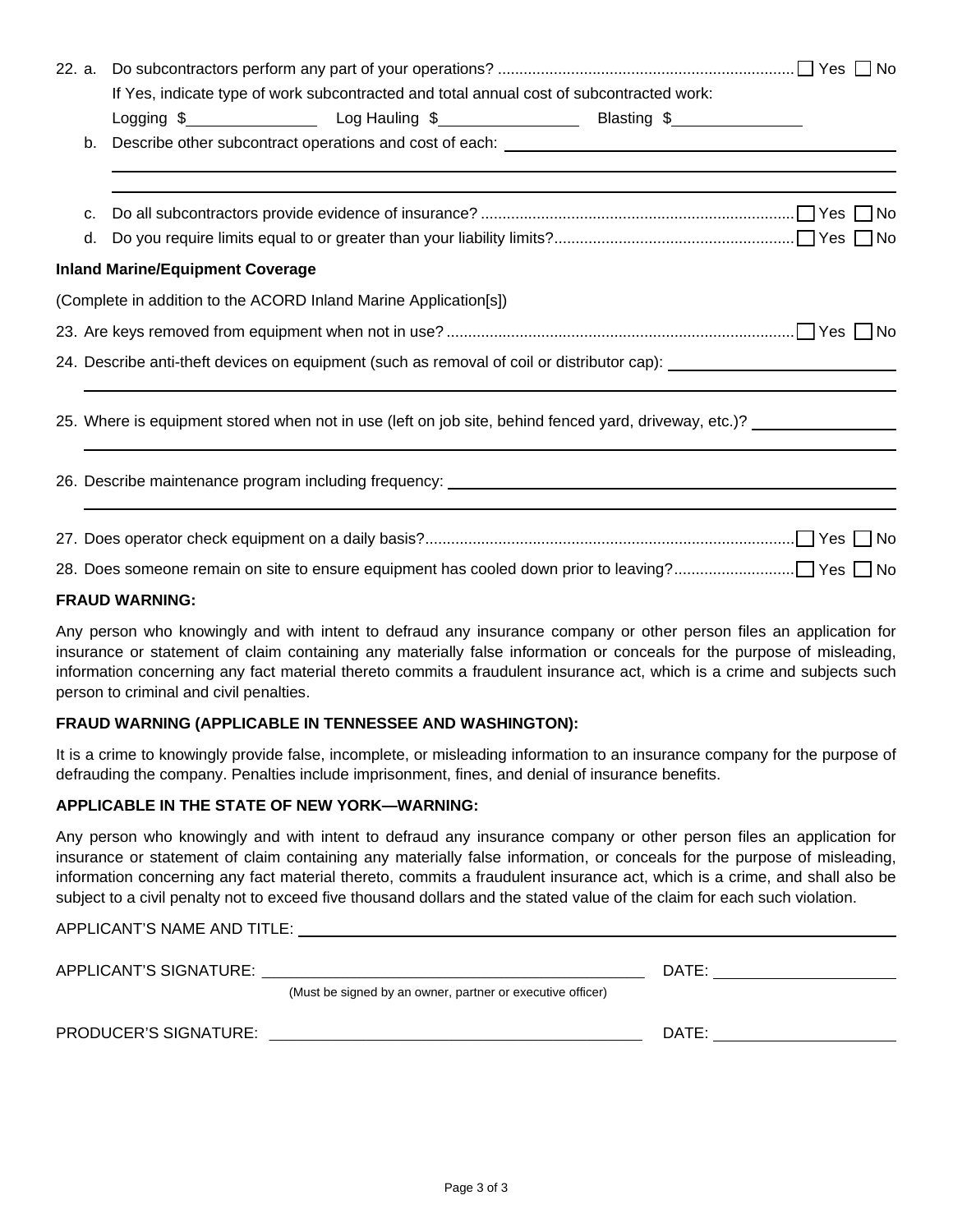22\. a. Do subcontractors perform any part of your operations? ☐ Yes ☐ No

If Yes, indicate type of work subcontracted and total annual cost of subcontracted work:

Logging $\_\_\_\_\_\_\_\_\_\_ Log Hauling $\_\_\_\_\_\_\_\_\_\_ Blasting $\_\_\_\_\_\_\_\_\_\_

b. Describe other subcontract operations and cost of each: \_\_\_\_\_\_\_\_\_\_\_\_\_\_\_\_\_\_\_\_

c. Do all subcontractors provide evidence of insurance? ☐ Yes ☐ No

d. Do you require limits equal to or greater than your liability limits? ☐ Yes ☐ No

**Inland Marine/Equipment Coverage**

(Complete in addition to the ACORD Inland Marine Application[s])

23\. Are keys removed from equipment when not in use? ☐ Yes ☐ No

24\. Describe anti-theft devices on equipment (such as removal of coil or distributor cap): \_\_\_\_\_\_\_\_\_\_\_\_\_\_\_\_\_\_\_\_

25\. Where is equipment stored when not in use (left on job site, behind fenced yard, driveway, etc.)? \_\_\_\_\_\_\_\_\_\_\_\_\_\_\_\_\_\_\_\_

26\. Describe maintenance program including frequency: \_\_\_\_\_\_\_\_\_\_\_\_\_\_\_\_\_\_\_\_

27\. Does operator check equipment on a daily basis? ☐ Yes ☐ No

28\. Does someone remain on site to ensure equipment has cooled down prior to leaving? ☐ Yes ☐ No

**FRAUD WARNING:**

Any person who knowingly and with intent to defraud any insurance company or other person files an application for insurance or statement of claim containing any materially false information or conceals for the purpose of misleading, information concerning any fact material thereto commits a fraudulent insurance act, which is a crime and subjects such person to criminal and civil penalties.

**FRAUD WARNING (APPLICABLE IN TENNESSEE AND WASHINGTON):**

It is a crime to knowingly provide false, incomplete, or misleading information to an insurance company for the purpose of defrauding the company. Penalties include imprisonment, fines, and denial of insurance benefits.

**APPLICABLE IN THE STATE OF NEW YORK—WARNING:**

Any person who knowingly and with intent to defraud any insurance company or other person files an application for insurance or statement of claim containing any materially false information, or conceals for the purpose of misleading, information concerning any fact material thereto, commits a fraudulent insurance act, which is a crime, and shall also be subject to a civil penalty not to exceed five thousand dollars and the stated value of the claim for each such violation.

APPLICANT'S NAME AND TITLE: \_\_\_\_\_\_\_\_\_\_\_\_\_\_\_\_\_\_\_\_

APPLICANT'S SIGNATURE: \_\_\_\_\_\_\_\_\_\_\_\_\_\_\_\_\_\_\_\_ DATE: \_\_\_\_\_\_\_\_\_\_

(Must be signed by an owner, partner or executive officer)

PRODUCER'S SIGNATURE: \_\_\_\_\_\_\_\_\_\_\_\_\_\_\_\_\_\_\_\_ DATE: \_\_\_\_\_\_\_\_\_\_